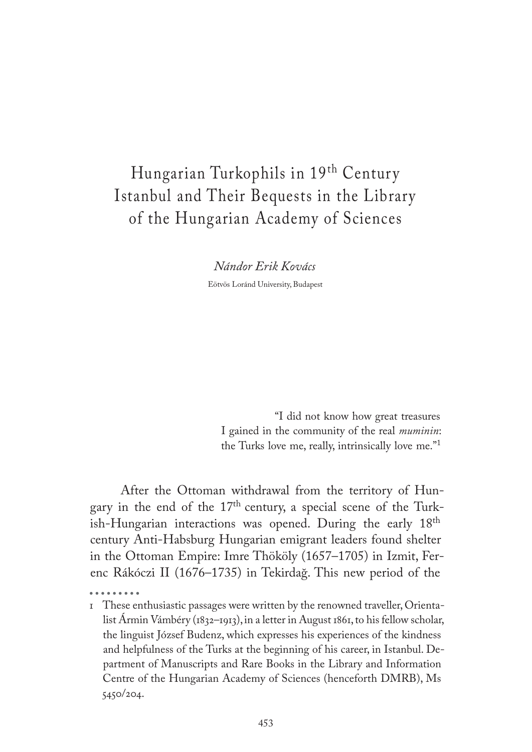# Hungarian Turkophils in 19th Century Istanbul and Their Bequests in the Library of the Hungarian Academy of Sciences

*Nándor Erik Kovács*

Eötvös Loránd University, Budapest

> "I did not know how great treasures
> I gained in the community of the real *muminin*:
> the Turks love me, really, intrinsically love me."[1]

After the Ottoman withdrawal from the territory of Hungary in the end of the 17th century, a special scene of the Turkish-Hungarian interactions was opened. During the early 18th century Anti-Habsburg Hungarian emigrant leaders found shelter in the Ottoman Empire: Imre Thököly (1657–1705) in Izmit, Ferenc Rákóczi II (1676–1735) in Tekirdağ. This new period of the

---

1 These enthusiastic passages were written by the renowned traveller, Orientalist Ármin Vámbéry (1832–1913), in a letter in August 1861, to his fellow scholar, the linguist József Budenz, which expresses his experiences of the kindness and helpfulness of the Turks at the beginning of his career, in Istanbul. Department of Manuscripts and Rare Books in the Library and Information Centre of the Hungarian Academy of Sciences (henceforth DMRB), Ms 5450/204.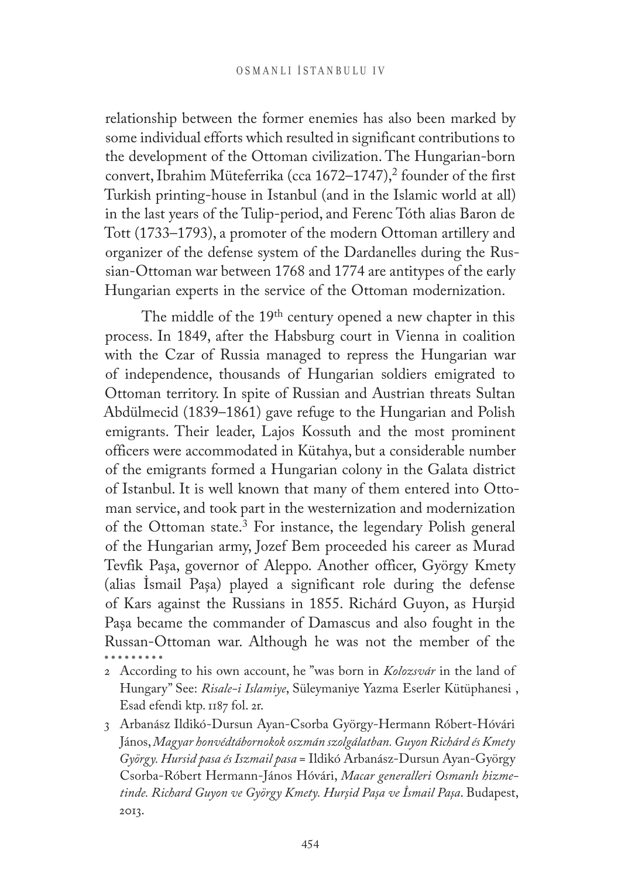relationship between the former enemies has also been marked by some individual efforts which resulted in significant contributions to the development of the Ottoman civilization. The Hungarian-born convert, Ibrahim Müteferrika (cca 1672–1747),[2] founder of the first Turkish printing-house in Istanbul (and in the Islamic world at all) in the last years of the Tulip-period, and Ferenc Tóth alias Baron de Tott (1733–1793), a promoter of the modern Ottoman artillery and organizer of the defense system of the Dardanelles during the Russian-Ottoman war between 1768 and 1774 are antitypes of the early Hungarian experts in the service of the Ottoman modernization.

The middle of the 19th century opened a new chapter in this process. In 1849, after the Habsburg court in Vienna in coalition with the Czar of Russia managed to repress the Hungarian war of independence, thousands of Hungarian soldiers emigrated to Ottoman territory. In spite of Russian and Austrian threats Sultan Abdülmecid (1839–1861) gave refuge to the Hungarian and Polish emigrants. Their leader, Lajos Kossuth and the most prominent officers were accommodated in Kütahya, but a considerable number of the emigrants formed a Hungarian colony in the Galata district of Istanbul. It is well known that many of them entered into Ottoman service, and took part in the westernization and modernization of the Ottoman state.[3] For instance, the legendary Polish general of the Hungarian army, Jozef Bem proceeded his career as Murad Tevfik Paşa, governor of Aleppo. Another officer, György Kmety (alias İsmail Paşa) played a significant role during the defense of Kars against the Russians in 1855. Richárd Guyon, as Hurşid Paşa became the commander of Damascus and also fought in the Russan-Ottoman war. Although he was not the member of the

---

2 According to his own account, he "was born in *Kolozsvár* in the land of Hungary" See: *Risale-i Islamiye*, Süleymaniye Yazma Eserler Kütüphanesi , Esad efendi ktp. 1187 fol. 2r.

3 Arbanász Ildikó-Dursun Ayan-Csorba György-Hermann Róbert-Hóvári János, *Magyar honvédtábornokok oszmán szolgálatban. Guyon Richárd és Kmety György. Hursid pasa és Iszmail pasa* = Ildikó Arbanász-Dursun Ayan-György Csorba-Róbert Hermann-János Hóvári, *Macar generalleri Osmanlı hizmetinde. Richard Guyon ve György Kmety. Hurşid Paşa ve İsmail Paşa*. Budapest, 2013.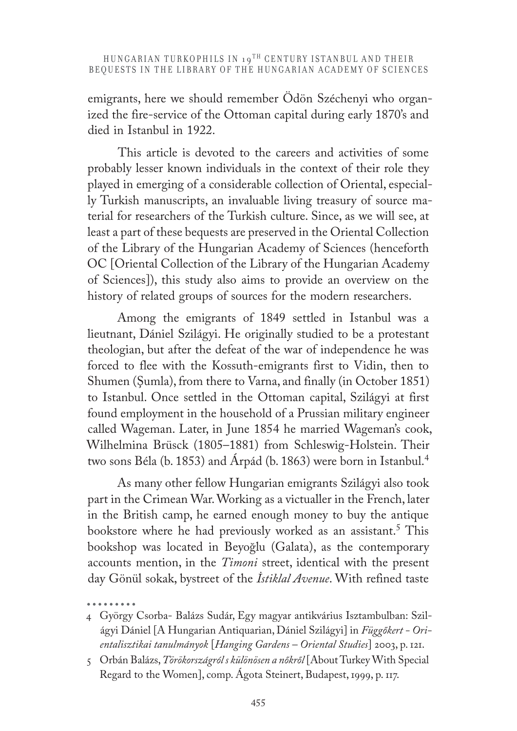emigrants, here we should remember Ödön Széchenyi who organized the fire-service of the Ottoman capital during early 1870's and died in Istanbul in 1922.

This article is devoted to the careers and activities of some probably lesser known individuals in the context of their role they played in emerging of a considerable collection of Oriental, especially Turkish manuscripts, an invaluable living treasury of source material for researchers of the Turkish culture. Since, as we will see, at least a part of these bequests are preserved in the Oriental Collection of the Library of the Hungarian Academy of Sciences (henceforth OC [Oriental Collection of the Library of the Hungarian Academy of Sciences]), this study also aims to provide an overview on the history of related groups of sources for the modern researchers.

Among the emigrants of 1849 settled in Istanbul was a lieutnant, Dániel Szilágyi. He originally studied to be a protestant theologian, but after the defeat of the war of independence he was forced to flee with the Kossuth-emigrants first to Vidin, then to Shumen (Şumla), from there to Varna, and finally (in October 1851) to Istanbul. Once settled in the Ottoman capital, Szilágyi at first found employment in the household of a Prussian military engineer called Wageman. Later, in June 1854 he married Wageman's cook, Wilhelmina Brüsck (1805–1881) from Schleswig-Holstein. Their two sons Béla (b. 1853) and Árpád (b. 1863) were born in Istanbul.[4]

As many other fellow Hungarian emigrants Szilágyi also took part in the Crimean War. Working as a victualler in the French, later in the British camp, he earned enough money to buy the antique bookstore where he had previously worked as an assistant.[5] This bookshop was located in Beyoğlu (Galata), as the contemporary accounts mention, in the *Timoni* street, identical with the present day Gönül sokak, bystreet of the *İstiklal Avenue*. With refined taste

---

4 György Csorba- Balázs Sudár, Egy magyar antikvárius Isztambulban: Szilágyi Dániel [A Hungarian Antiquarian, Dániel Szilágyi] in *Függőkert - Orientalisztikai tanulmányok* [*Hanging Gardens – Oriental Studies*] 2003, p. 121.

5 Orbán Balázs, *Törökországról s különösen a nőkről* [About Turkey With Special Regard to the Women], comp. Ágota Steinert, Budapest, 1999, p. 117.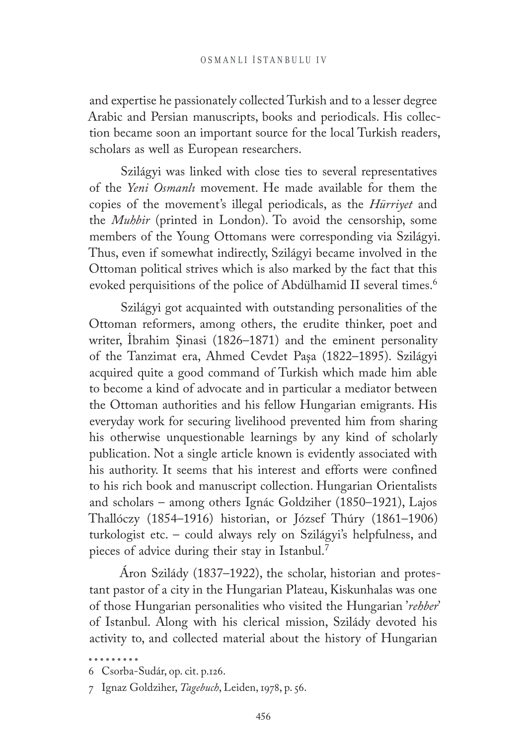and expertise he passionately collected Turkish and to a lesser degree Arabic and Persian manuscripts, books and periodicals. His collection became soon an important source for the local Turkish readers, scholars as well as European researchers.

Szilágyi was linked with close ties to several representatives of the *Yeni Osmanlı* movement. He made available for them the copies of the movement's illegal periodicals, as the *Hürriyet* and the *Muhbir* (printed in London). To avoid the censorship, some members of the Young Ottomans were corresponding via Szilágyi. Thus, even if somewhat indirectly, Szilágyi became involved in the Ottoman political strives which is also marked by the fact that this evoked perquisitions of the police of Abdülhamid II several times.[6]

Szilágyi got acquainted with outstanding personalities of the Ottoman reformers, among others, the erudite thinker, poet and writer, İbrahim Şinasi (1826–1871) and the eminent personality of the Tanzimat era, Ahmed Cevdet Paşa (1822–1895). Szilágyi acquired quite a good command of Turkish which made him able to become a kind of advocate and in particular a mediator between the Ottoman authorities and his fellow Hungarian emigrants. His everyday work for securing livelihood prevented him from sharing his otherwise unquestionable learnings by any kind of scholarly publication. Not a single article known is evidently associated with his authority. It seems that his interest and efforts were confined to his rich book and manuscript collection. Hungarian Orientalists and scholars – among others Ignác Goldziher (1850–1921), Lajos Thallóczy (1854–1916) historian, or József Thúry (1861–1906) turkologist etc. – could always rely on Szilágyi's helpfulness, and pieces of advice during their stay in Istanbul.[7]

Áron Szilády (1837–1922), the scholar, historian and protestant pastor of a city in the Hungarian Plateau, Kiskunhalas was one of those Hungarian personalities who visited the Hungarian '*rehber*' of Istanbul. Along with his clerical mission, Szilády devoted his activity to, and collected material about the history of Hungarian

---

6 Csorba-Sudár, op. cit. p.126.

7 Ignaz Goldziher, *Tagebuch*, Leiden, 1978, p. 56.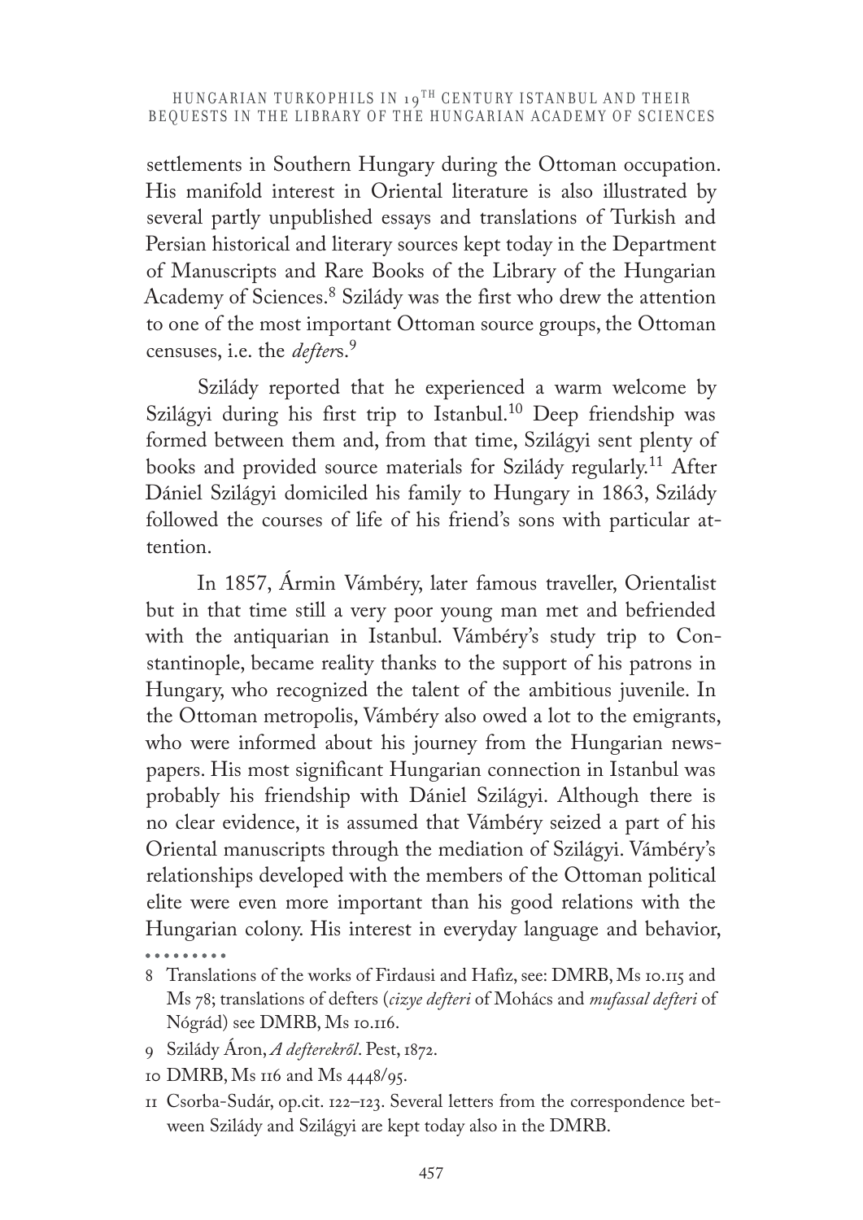settlements in Southern Hungary during the Ottoman occupation. His manifold interest in Oriental literature is also illustrated by several partly unpublished essays and translations of Turkish and Persian historical and literary sources kept today in the Department of Manuscripts and Rare Books of the Library of the Hungarian Academy of Sciences.[8] Szilády was the first who drew the attention to one of the most important Ottoman source groups, the Ottoman censuses, i.e. the *defter*s.[9]

Szilády reported that he experienced a warm welcome by Szilágyi during his first trip to Istanbul.[10] Deep friendship was formed between them and, from that time, Szilágyi sent plenty of books and provided source materials for Szilády regularly.[11] After Dániel Szilágyi domiciled his family to Hungary in 1863, Szilády followed the courses of life of his friend's sons with particular attention.

In 1857, Ármin Vámbéry, later famous traveller, Orientalist but in that time still a very poor young man met and befriended with the antiquarian in Istanbul. Vámbéry's study trip to Constantinople, became reality thanks to the support of his patrons in Hungary, who recognized the talent of the ambitious juvenile. In the Ottoman metropolis, Vámbéry also owed a lot to the emigrants, who were informed about his journey from the Hungarian newspapers. His most significant Hungarian connection in Istanbul was probably his friendship with Dániel Szilágyi. Although there is no clear evidence, it is assumed that Vámbéry seized a part of his Oriental manuscripts through the mediation of Szilágyi. Vámbéry's relationships developed with the members of the Ottoman political elite were even more important than his good relations with the Hungarian colony. His interest in everyday language and behavior,

8 Translations of the works of Firdausi and Hafiz, see: DMRB, Ms 10.115 and Ms 78; translations of defters (*cizye defteri* of Mohács and *mufassal defteri* of Nógrád) see DMRB, Ms 10.116.

9 Szilády Áron, *A defterekről*. Pest, 1872.

10 DMRB, Ms 116 and Ms 4448/95.

11 Csorba-Sudár, op.cit. 122–123. Several letters from the correspondence between Szilády and Szilágyi are kept today also in the DMRB.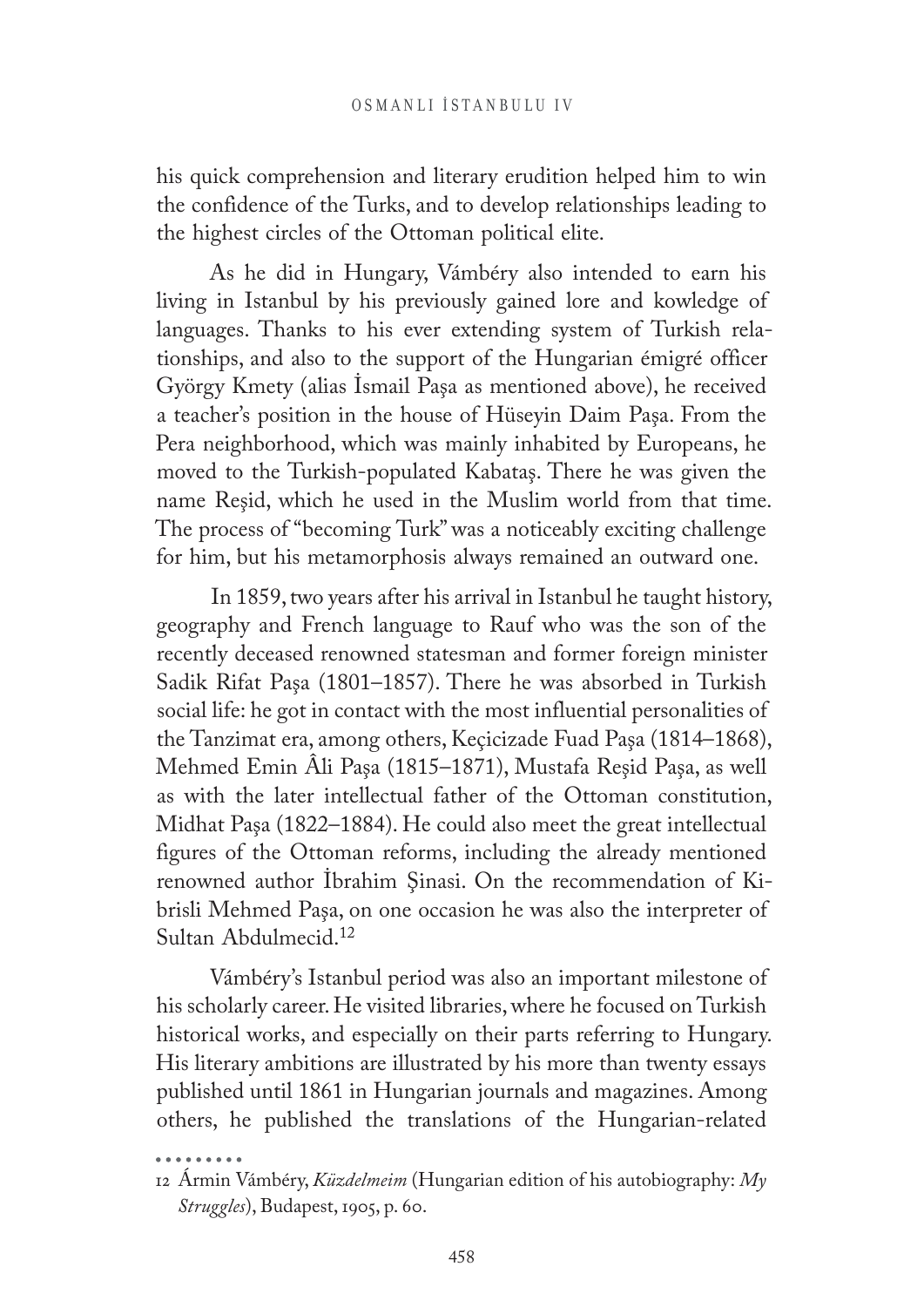his quick comprehension and literary erudition helped him to win the confidence of the Turks, and to develop relationships leading to the highest circles of the Ottoman political elite.

As he did in Hungary, Vámbéry also intended to earn his living in Istanbul by his previously gained lore and kowledge of languages. Thanks to his ever extending system of Turkish relationships, and also to the support of the Hungarian émigré officer György Kmety (alias İsmail Paşa as mentioned above), he received a teacher's position in the house of Hüseyin Daim Paşa. From the Pera neighborhood, which was mainly inhabited by Europeans, he moved to the Turkish-populated Kabataş. There he was given the name Reşid, which he used in the Muslim world from that time. The process of "becoming Turk" was a noticeably exciting challenge for him, but his metamorphosis always remained an outward one.

In 1859, two years after his arrival in Istanbul he taught history, geography and French language to Rauf who was the son of the recently deceased renowned statesman and former foreign minister Sadik Rifat Paşa (1801–1857). There he was absorbed in Turkish social life: he got in contact with the most influential personalities of the Tanzimat era, among others, Keçicizade Fuad Paşa (1814–1868), Mehmed Emin Âli Paşa (1815–1871), Mustafa Reşid Paşa, as well as with the later intellectual father of the Ottoman constitution, Midhat Paşa (1822–1884). He could also meet the great intellectual figures of the Ottoman reforms, including the already mentioned renowned author İbrahim Şinasi. On the recommendation of Kibrisli Mehmed Paşa, on one occasion he was also the interpreter of Sultan Abdulmecid.[12]

Vámbéry's Istanbul period was also an important milestone of his scholarly career. He visited libraries, where he focused on Turkish historical works, and especially on their parts referring to Hungary. His literary ambitions are illustrated by his more than twenty essays published until 1861 in Hungarian journals and magazines. Among others, he published the translations of the Hungarian-related

---

12 Ármin Vámbéry, *Küzdelmeim* (Hungarian edition of his autobiography: *My Struggles*), Budapest, 1905, p. 60.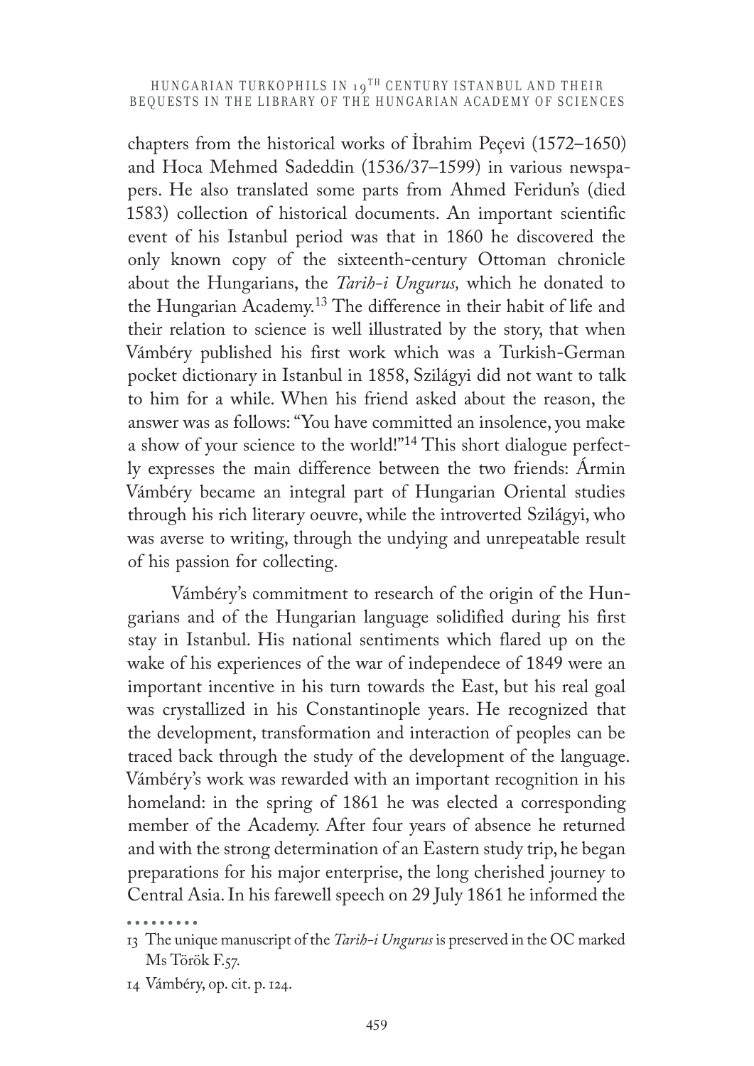chapters from the historical works of İbrahim Peçevi (1572–1650) and Hoca Mehmed Sadeddin (1536/37–1599) in various newspapers. He also translated some parts from Ahmed Feridun's (died 1583) collection of historical documents. An important scientific event of his Istanbul period was that in 1860 he discovered the only known copy of the sixteenth-century Ottoman chronicle about the Hungarians, the *Tarih-i Ungurus,* which he donated to the Hungarian Academy.[13] The difference in their habit of life and their relation to science is well illustrated by the story, that when Vámbéry published his first work which was a Turkish-German pocket dictionary in Istanbul in 1858, Szilágyi did not want to talk to him for a while. When his friend asked about the reason, the answer was as follows: "You have committed an insolence, you make a show of your science to the world!"[14] This short dialogue perfectly expresses the main difference between the two friends: Ármin Vámbéry became an integral part of Hungarian Oriental studies through his rich literary oeuvre, while the introverted Szilágyi, who was averse to writing, through the undying and unrepeatable result of his passion for collecting.

Vámbéry's commitment to research of the origin of the Hungarians and of the Hungarian language solidified during his first stay in Istanbul. His national sentiments which flared up on the wake of his experiences of the war of independece of 1849 were an important incentive in his turn towards the East, but his real goal was crystallized in his Constantinople years. He recognized that the development, transformation and interaction of peoples can be traced back through the study of the development of the language. Vámbéry's work was rewarded with an important recognition in his homeland: in the spring of 1861 he was elected a corresponding member of the Academy. After four years of absence he returned and with the strong determination of an Eastern study trip, he began preparations for his major enterprise, the long cherished journey to Central Asia. In his farewell speech on 29 July 1861 he informed the

13 The unique manuscript of the *Tarih-i Ungurus* is preserved in the OC marked Ms Török F.57.

14 Vámbéry, op. cit. p. 124.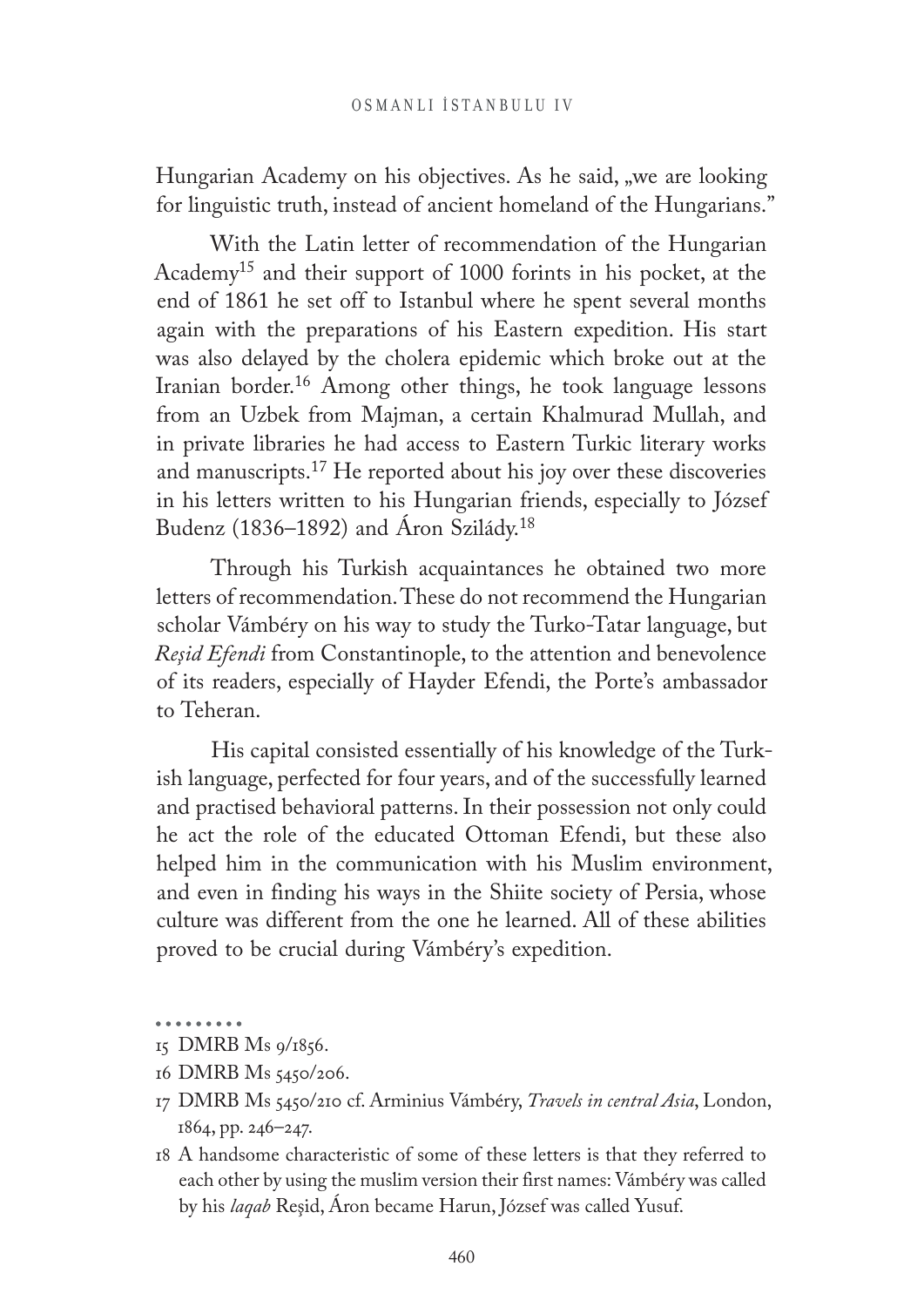Hungarian Academy on his objectives. As he said, „we are looking for linguistic truth, instead of ancient homeland of the Hungarians."

With the Latin letter of recommendation of the Hungarian Academy[15] and their support of 1000 forints in his pocket, at the end of 1861 he set off to Istanbul where he spent several months again with the preparations of his Eastern expedition. His start was also delayed by the cholera epidemic which broke out at the Iranian border.[16] Among other things, he took language lessons from an Uzbek from Majman, a certain Khalmurad Mullah, and in private libraries he had access to Eastern Turkic literary works and manuscripts.[17] He reported about his joy over these discoveries in his letters written to his Hungarian friends, especially to József Budenz (1836–1892) and Áron Szilády.[18]

Through his Turkish acquaintances he obtained two more letters of recommendation. These do not recommend the Hungarian scholar Vámbéry on his way to study the Turko-Tatar language, but *Reşid Efendi* from Constantinople, to the attention and benevolence of its readers, especially of Hayder Efendi, the Porte's ambassador to Teheran.

His capital consisted essentially of his knowledge of the Turkish language, perfected for four years, and of the successfully learned and practised behavioral patterns. In their possession not only could he act the role of the educated Ottoman Efendi, but these also helped him in the communication with his Muslim environment, and even in finding his ways in the Shiite society of Persia, whose culture was different from the one he learned. All of these abilities proved to be crucial during Vámbéry's expedition.

15 DMRB Ms 9/1856.

16 DMRB Ms 5450/206.

17 DMRB Ms 5450/210 cf. Arminius Vámbéry, *Travels in central Asia*, London, 1864, pp. 246–247.

18 A handsome characteristic of some of these letters is that they referred to each other by using the muslim version their first names: Vámbéry was called by his *laqab* Reşid, Áron became Harun, József was called Yusuf.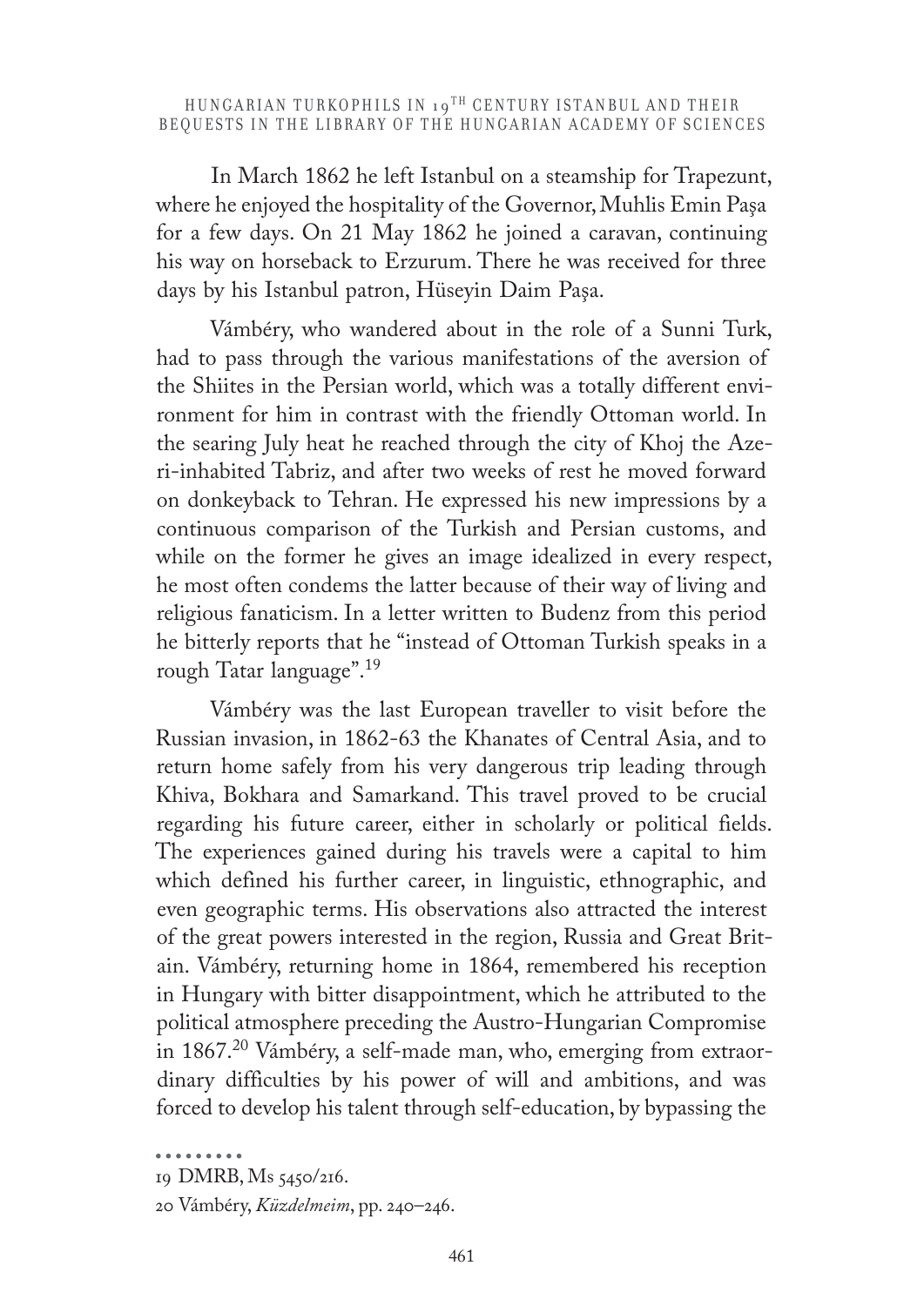In March 1862 he left Istanbul on a steamship for Trapezunt, where he enjoyed the hospitality of the Governor, Muhlis Emin Paşa for a few days. On 21 May 1862 he joined a caravan, continuing his way on horseback to Erzurum. There he was received for three days by his Istanbul patron, Hüseyin Daim Paşa.

Vámbéry, who wandered about in the role of a Sunni Turk, had to pass through the various manifestations of the aversion of the Shiites in the Persian world, which was a totally different environment for him in contrast with the friendly Ottoman world. In the searing July heat he reached through the city of Khoj the Azeri-inhabited Tabriz, and after two weeks of rest he moved forward on donkeyback to Tehran. He expressed his new impressions by a continuous comparison of the Turkish and Persian customs, and while on the former he gives an image idealized in every respect, he most often condems the latter because of their way of living and religious fanaticism. In a letter written to Budenz from this period he bitterly reports that he "instead of Ottoman Turkish speaks in a rough Tatar language".[19]

Vámbéry was the last European traveller to visit before the Russian invasion, in 1862-63 the Khanates of Central Asia, and to return home safely from his very dangerous trip leading through Khiva, Bokhara and Samarkand. This travel proved to be crucial regarding his future career, either in scholarly or political fields. The experiences gained during his travels were a capital to him which defined his further career, in linguistic, ethnographic, and even geographic terms. His observations also attracted the interest of the great powers interested in the region, Russia and Great Britain. Vámbéry, returning home in 1864, remembered his reception in Hungary with bitter disappointment, which he attributed to the political atmosphere preceding the Austro-Hungarian Compromise in 1867.[20] Vámbéry, a self-made man, who, emerging from extraordinary difficulties by his power of will and ambitions, and was forced to develop his talent through self-education, by bypassing the

---

19 DMRB, Ms 5450/216.

20 Vámbéry, *Küzdelmeim*, pp. 240–246.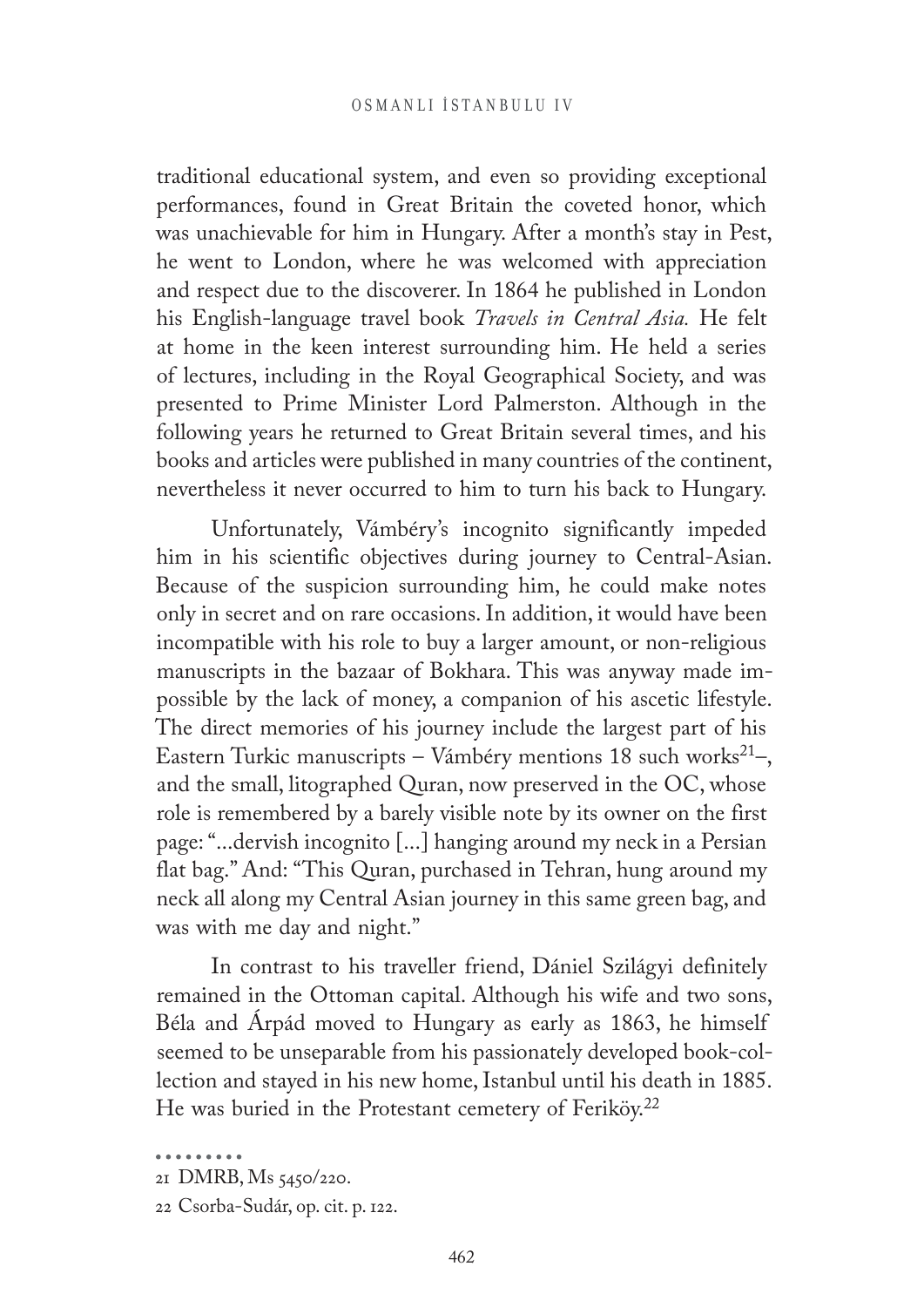traditional educational system, and even so providing exceptional performances, found in Great Britain the coveted honor, which was unachievable for him in Hungary. After a month's stay in Pest, he went to London, where he was welcomed with appreciation and respect due to the discoverer. In 1864 he published in London his English-language travel book *Travels in Central Asia.* He felt at home in the keen interest surrounding him. He held a series of lectures, including in the Royal Geographical Society, and was presented to Prime Minister Lord Palmerston. Although in the following years he returned to Great Britain several times, and his books and articles were published in many countries of the continent, nevertheless it never occurred to him to turn his back to Hungary.

Unfortunately, Vámbéry's incognito significantly impeded him in his scientific objectives during journey to Central-Asian. Because of the suspicion surrounding him, he could make notes only in secret and on rare occasions. In addition, it would have been incompatible with his role to buy a larger amount, or non-religious manuscripts in the bazaar of Bokhara. This was anyway made impossible by the lack of money, a companion of his ascetic lifestyle. The direct memories of his journey include the largest part of his Eastern Turkic manuscripts – Vámbéry mentions 18 such works[21]–, and the small, litographed Quran, now preserved in the OC, whose role is remembered by a barely visible note by its owner on the first page: "...dervish incognito [...] hanging around my neck in a Persian flat bag." And: "This Quran, purchased in Tehran, hung around my neck all along my Central Asian journey in this same green bag, and was with me day and night."

In contrast to his traveller friend, Dániel Szilágyi definitely remained in the Ottoman capital. Although his wife and two sons, Béla and Árpád moved to Hungary as early as 1863, he himself seemed to be unseparable from his passionately developed book-collection and stayed in his new home, Istanbul until his death in 1885. He was buried in the Protestant cemetery of Feriköy.[22]

21 DMRB, Ms 5450/220.

22 Csorba-Sudár, op. cit. p. 122.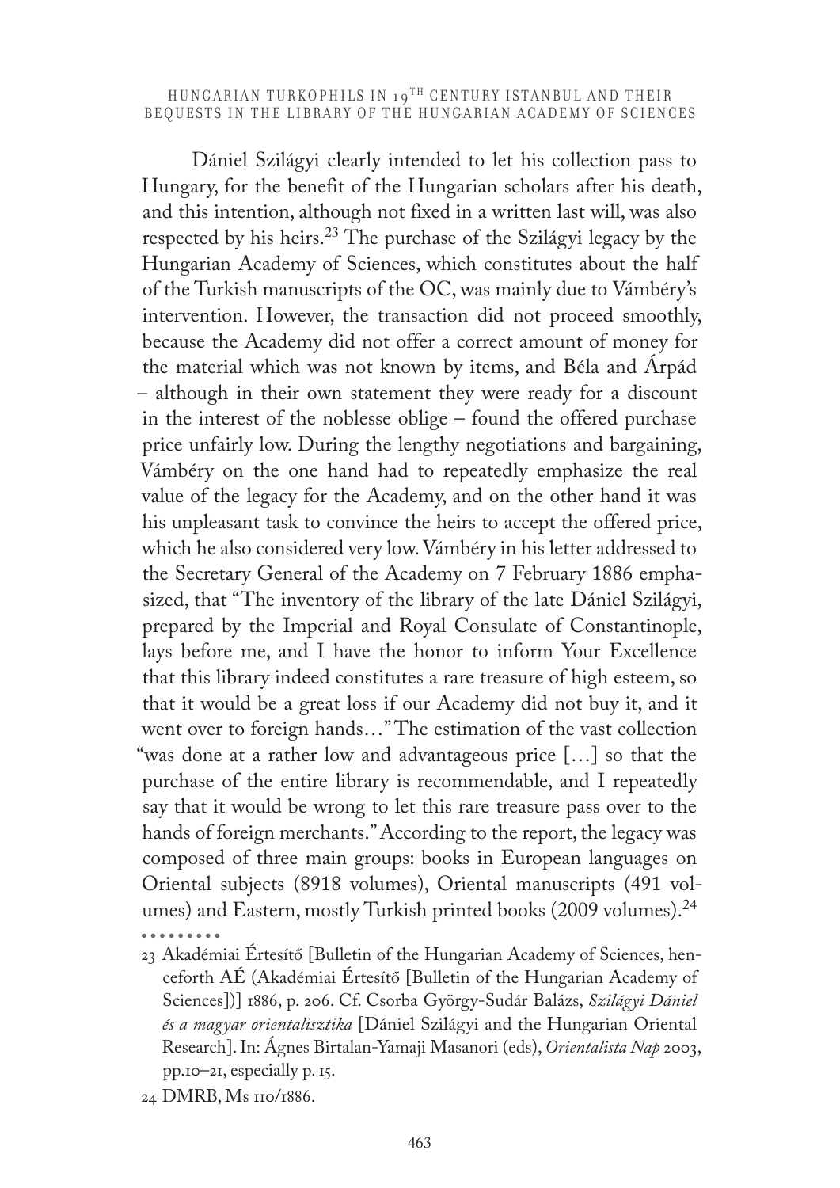Dániel Szilágyi clearly intended to let his collection pass to Hungary, for the benefit of the Hungarian scholars after his death, and this intention, although not fixed in a written last will, was also respected by his heirs.[23] The purchase of the Szilágyi legacy by the Hungarian Academy of Sciences, which constitutes about the half of the Turkish manuscripts of the OC, was mainly due to Vámbéry's intervention. However, the transaction did not proceed smoothly, because the Academy did not offer a correct amount of money for the material which was not known by items, and Béla and Árpád – although in their own statement they were ready for a discount in the interest of the noblesse oblige – found the offered purchase price unfairly low. During the lengthy negotiations and bargaining, Vámbéry on the one hand had to repeatedly emphasize the real value of the legacy for the Academy, and on the other hand it was his unpleasant task to convince the heirs to accept the offered price, which he also considered very low. Vámbéry in his letter addressed to the Secretary General of the Academy on 7 February 1886 emphasized, that "The inventory of the library of the late Dániel Szilágyi, prepared by the Imperial and Royal Consulate of Constantinople, lays before me, and I have the honor to inform Your Excellence that this library indeed constitutes a rare treasure of high esteem, so that it would be a great loss if our Academy did not buy it, and it went over to foreign hands…" The estimation of the vast collection "was done at a rather low and advantageous price […] so that the purchase of the entire library is recommendable, and I repeatedly say that it would be wrong to let this rare treasure pass over to the hands of foreign merchants." According to the report, the legacy was composed of three main groups: books in European languages on Oriental subjects (8918 volumes), Oriental manuscripts (491 volumes) and Eastern, mostly Turkish printed books (2009 volumes).[24]

---

23 Akadémiai Értesítő [Bulletin of the Hungarian Academy of Sciences, henceforth AÉ (Akadémiai Értesítő [Bulletin of the Hungarian Academy of Sciences])] 1886, p. 206. Cf. Csorba György-Sudár Balázs, *Szilágyi Dániel és a magyar orientalisztika* [Dániel Szilágyi and the Hungarian Oriental Research]. In: Ágnes Birtalan-Yamaji Masanori (eds), *Orientalista Nap* 2003, pp.10–21, especially p. 15.

24 DMRB, Ms 110/1886.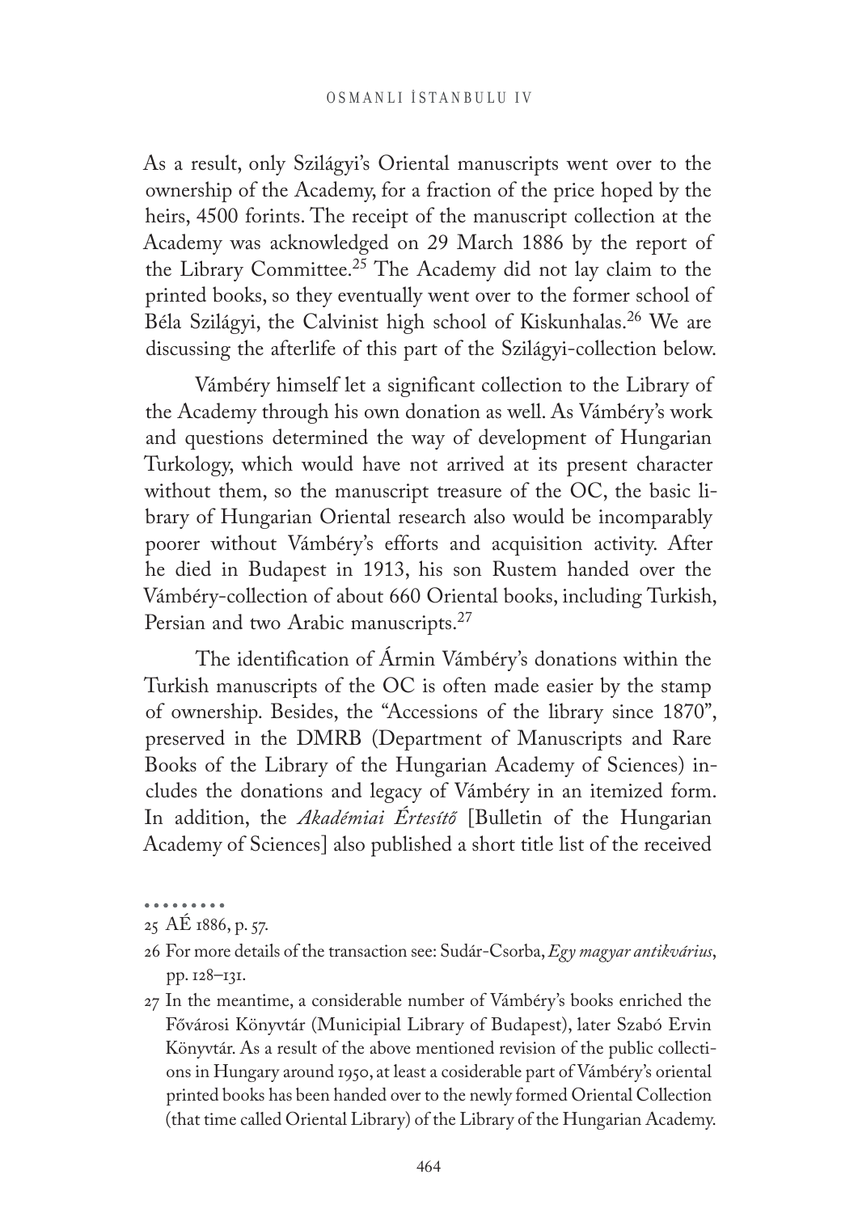As a result, only Szilágyi's Oriental manuscripts went over to the ownership of the Academy, for a fraction of the price hoped by the heirs, 4500 forints. The receipt of the manuscript collection at the Academy was acknowledged on 29 March 1886 by the report of the Library Committee.[25] The Academy did not lay claim to the printed books, so they eventually went over to the former school of Béla Szilágyi, the Calvinist high school of Kiskunhalas.[26] We are discussing the afterlife of this part of the Szilágyi-collection below.

Vámbéry himself let a significant collection to the Library of the Academy through his own donation as well. As Vámbéry's work and questions determined the way of development of Hungarian Turkology, which would have not arrived at its present character without them, so the manuscript treasure of the OC, the basic library of Hungarian Oriental research also would be incomparably poorer without Vámbéry's efforts and acquisition activity. After he died in Budapest in 1913, his son Rustem handed over the Vámbéry-collection of about 660 Oriental books, including Turkish, Persian and two Arabic manuscripts.[27]

The identification of Ármin Vámbéry's donations within the Turkish manuscripts of the OC is often made easier by the stamp of ownership. Besides, the "Accessions of the library since 1870", preserved in the DMRB (Department of Manuscripts and Rare Books of the Library of the Hungarian Academy of Sciences) includes the donations and legacy of Vámbéry in an itemized form. In addition, the *Akadémiai Értesítő* [Bulletin of the Hungarian Academy of Sciences] also published a short title list of the received

---

25 AÉ 1886, p. 57.

26 For more details of the transaction see: Sudár-Csorba, *Egy magyar antikvárius*, pp. 128–131.

27 In the meantime, a considerable number of Vámbéry's books enriched the Fővárosi Könyvtár (Municipial Library of Budapest), later Szabó Ervin Könyvtár. As a result of the above mentioned revision of the public collections in Hungary around 1950, at least a cosiderable part of Vámbéry's oriental printed books has been handed over to the newly formed Oriental Collection (that time called Oriental Library) of the Library of the Hungarian Academy.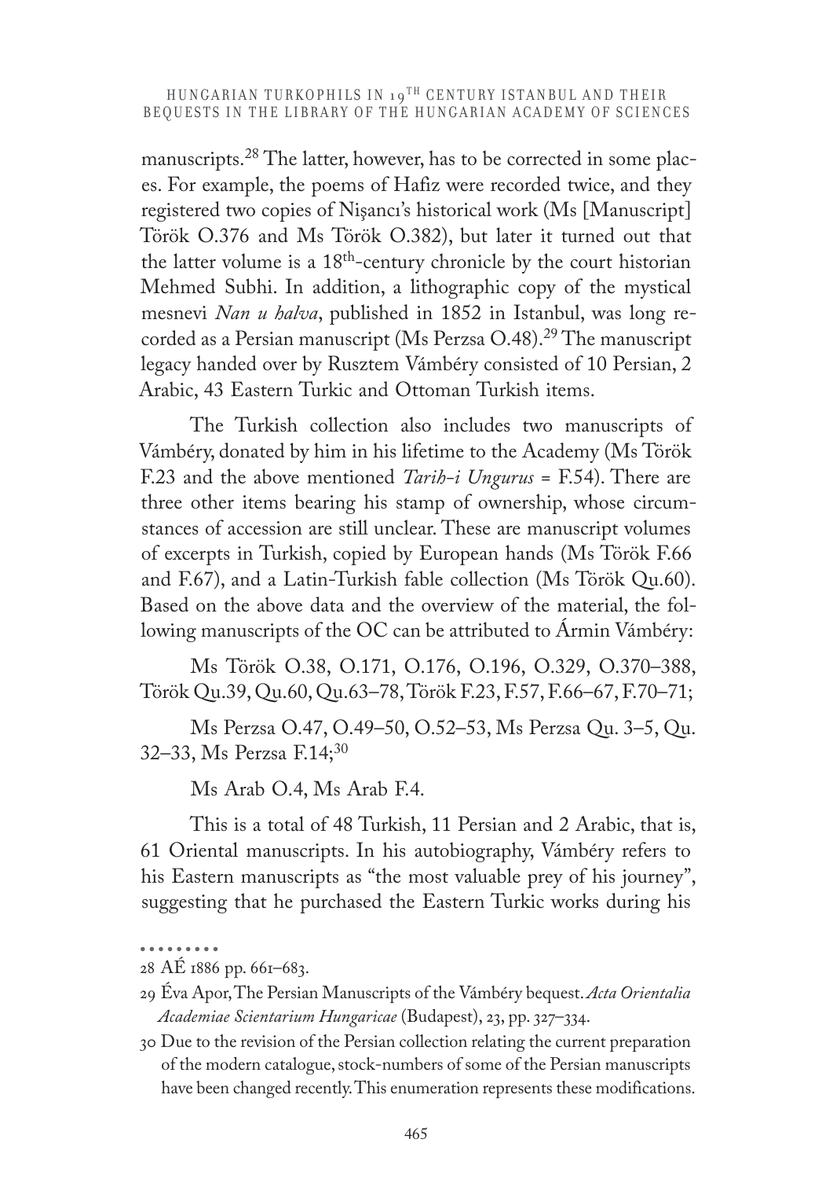manuscripts.[28] The latter, however, has to be corrected in some places. For example, the poems of Hafiz were recorded twice, and they registered two copies of Nişancı's historical work (Ms [Manuscript] Török O.376 and Ms Török O.382), but later it turned out that the latter volume is a 18th-century chronicle by the court historian Mehmed Subhi. In addition, a lithographic copy of the mystical mesnevi *Nan u ḥalva*, published in 1852 in Istanbul, was long recorded as a Persian manuscript (Ms Perzsa O.48).[29] The manuscript legacy handed over by Rusztem Vámbéry consisted of 10 Persian, 2 Arabic, 43 Eastern Turkic and Ottoman Turkish items.

The Turkish collection also includes two manuscripts of Vámbéry, donated by him in his lifetime to the Academy (Ms Török F.23 and the above mentioned *Tarih-i Ungurus* = F.54). There are three other items bearing his stamp of ownership, whose circumstances of accession are still unclear. These are manuscript volumes of excerpts in Turkish, copied by European hands (Ms Török F.66 and F.67), and a Latin-Turkish fable collection (Ms Török Qu.60). Based on the above data and the overview of the material, the following manuscripts of the OC can be attributed to Ármin Vámbéry:

Ms Török O.38, O.171, O.176, O.196, O.329, O.370–388, Török Qu.39, Qu.60, Qu.63–78, Török F.23, F.57, F.66–67, F.70–71;

Ms Perzsa O.47, O.49–50, O.52–53, Ms Perzsa Qu. 3–5, Qu. 32–33, Ms Perzsa F.14;[30]

Ms Arab O.4, Ms Arab F.4.

This is a total of 48 Turkish, 11 Persian and 2 Arabic, that is, 61 Oriental manuscripts. In his autobiography, Vámbéry refers to his Eastern manuscripts as "the most valuable prey of his journey", suggesting that he purchased the Eastern Turkic works during his

---

28 AÉ 1886 pp. 661–683.

29 Éva Apor, The Persian Manuscripts of the Vámbéry bequest. *Acta Orientalia Academiae Scientarium Hungaricae* (Budapest), 23, pp. 327–334.

30 Due to the revision of the Persian collection relating the current preparation of the modern catalogue, stock-numbers of some of the Persian manuscripts have been changed recently. This enumeration represents these modifications.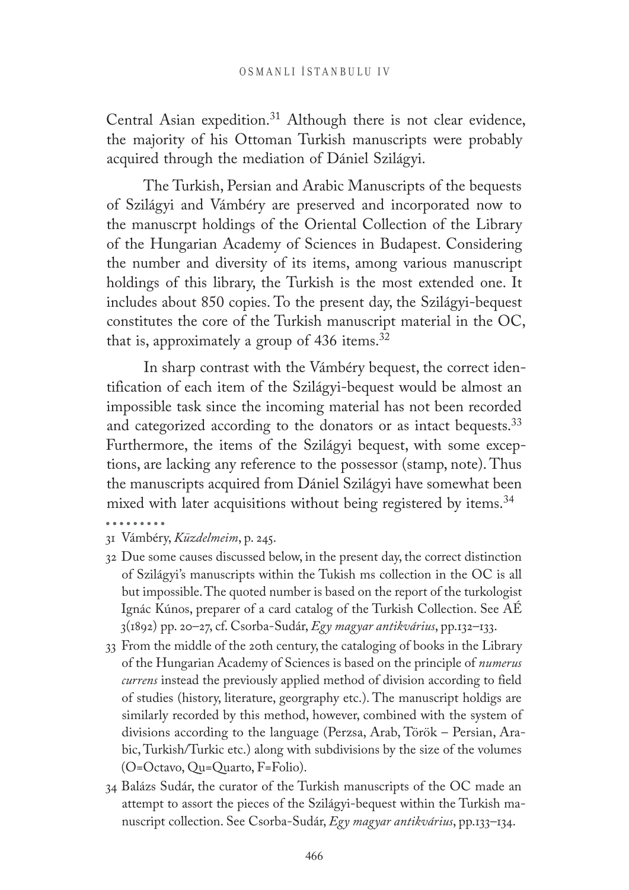Central Asian expedition.[31] Although there is not clear evidence, the majority of his Ottoman Turkish manuscripts were probably acquired through the mediation of Dániel Szilágyi.

The Turkish, Persian and Arabic Manuscripts of the bequests of Szilágyi and Vámbéry are preserved and incorporated now to the manuscrpt holdings of the Oriental Collection of the Library of the Hungarian Academy of Sciences in Budapest. Considering the number and diversity of its items, among various manuscript holdings of this library, the Turkish is the most extended one. It includes about 850 copies. To the present day, the Szilágyi-bequest constitutes the core of the Turkish manuscript material in the OC, that is, approximately a group of 436 items.[32]

In sharp contrast with the Vámbéry bequest, the correct identification of each item of the Szilágyi-bequest would be almost an impossible task since the incoming material has not been recorded and categorized according to the donators or as intact bequests.[33] Furthermore, the items of the Szilágyi bequest, with some exceptions, are lacking any reference to the possessor (stamp, note). Thus the manuscripts acquired from Dániel Szilágyi have somewhat been mixed with later acquisitions without being registered by items.[34]

---

31 Vámbéry, *Küzdelmeim*, p. 245.

32 Due some causes discussed below, in the present day, the correct distinction of Szilágyi's manuscripts within the Tukish ms collection in the OC is all but impossible. The quoted number is based on the report of the turkologist Ignác Kúnos, preparer of a card catalog of the Turkish Collection. See AÉ 3(1892) pp. 20–27, cf. Csorba-Sudár, *Egy magyar antikvárius*, pp.132–133.

33 From the middle of the 20th century, the cataloging of books in the Library of the Hungarian Academy of Sciences is based on the principle of *numerus currens* instead the previously applied method of division according to field of studies (history, literature, georgraphy etc.). The manuscript holdigs are similarly recorded by this method, however, combined with the system of divisions according to the language (Perzsa, Arab, Török – Persian, Arabic, Turkish/Turkic etc.) along with subdivisions by the size of the volumes (O=Octavo, Qu=Quarto, F=Folio).

34 Balázs Sudár, the curator of the Turkish manuscripts of the OC made an attempt to assort the pieces of the Szilágyi-bequest within the Turkish manuscript collection. See Csorba-Sudár, *Egy magyar antikvárius*, pp.133–134.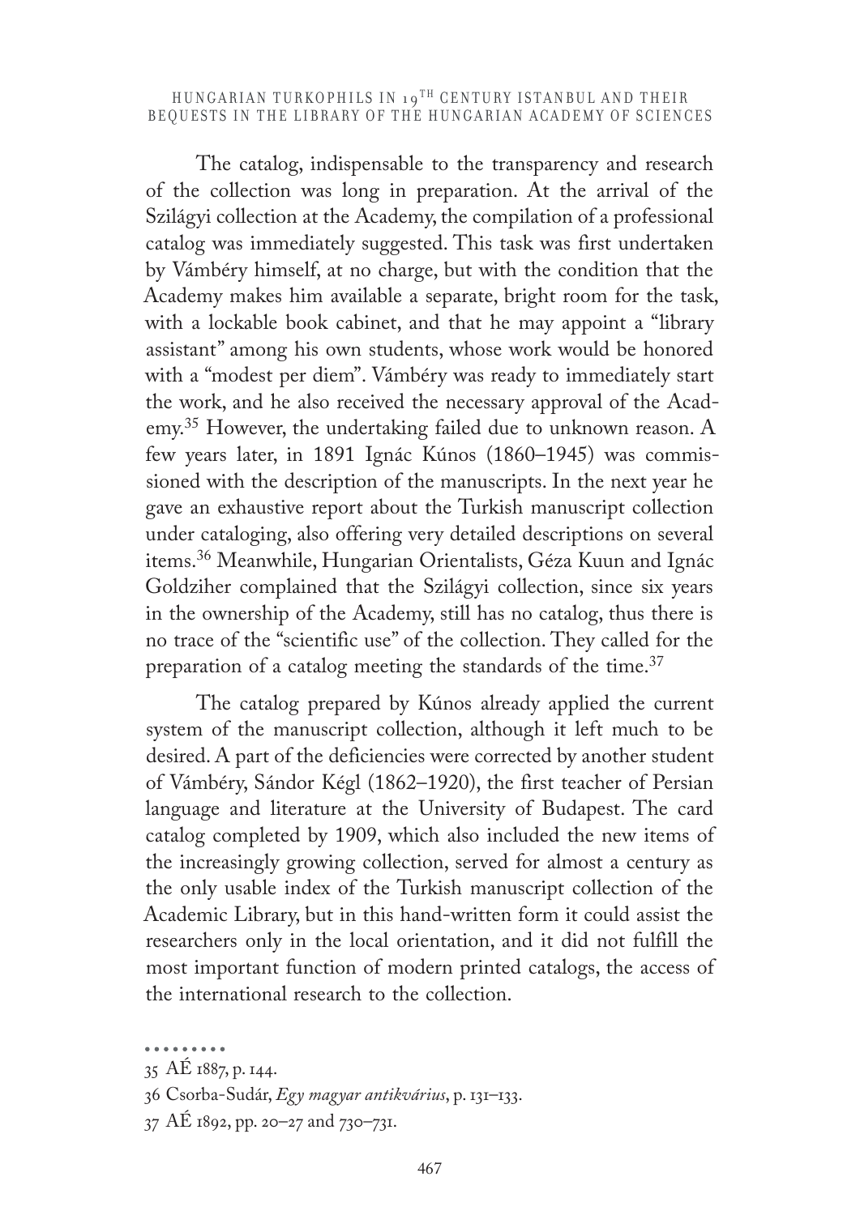The catalog, indispensable to the transparency and research of the collection was long in preparation. At the arrival of the Szilágyi collection at the Academy, the compilation of a professional catalog was immediately suggested. This task was first undertaken by Vámbéry himself, at no charge, but with the condition that the Academy makes him available a separate, bright room for the task, with a lockable book cabinet, and that he may appoint a "library assistant" among his own students, whose work would be honored with a "modest per diem". Vámbéry was ready to immediately start the work, and he also received the necessary approval of the Academy.[35] However, the undertaking failed due to unknown reason. A few years later, in 1891 Ignác Kúnos (1860–1945) was commissioned with the description of the manuscripts. In the next year he gave an exhaustive report about the Turkish manuscript collection under cataloging, also offering very detailed descriptions on several items.[36] Meanwhile, Hungarian Orientalists, Géza Kuun and Ignác Goldziher complained that the Szilágyi collection, since six years in the ownership of the Academy, still has no catalog, thus there is no trace of the "scientific use" of the collection. They called for the preparation of a catalog meeting the standards of the time.[37]

The catalog prepared by Kúnos already applied the current system of the manuscript collection, although it left much to be desired. A part of the deficiencies were corrected by another student of Vámbéry, Sándor Kégl (1862–1920), the first teacher of Persian language and literature at the University of Budapest. The card catalog completed by 1909, which also included the new items of the increasingly growing collection, served for almost a century as the only usable index of the Turkish manuscript collection of the Academic Library, but in this hand-written form it could assist the researchers only in the local orientation, and it did not fulfill the most important function of modern printed catalogs, the access of the international research to the collection.

---

35 AÉ 1887, p. 144.

36 Csorba-Sudár, *Egy magyar antikvárius*, p. 131–133.

37 AÉ 1892, pp. 20–27 and 730–731.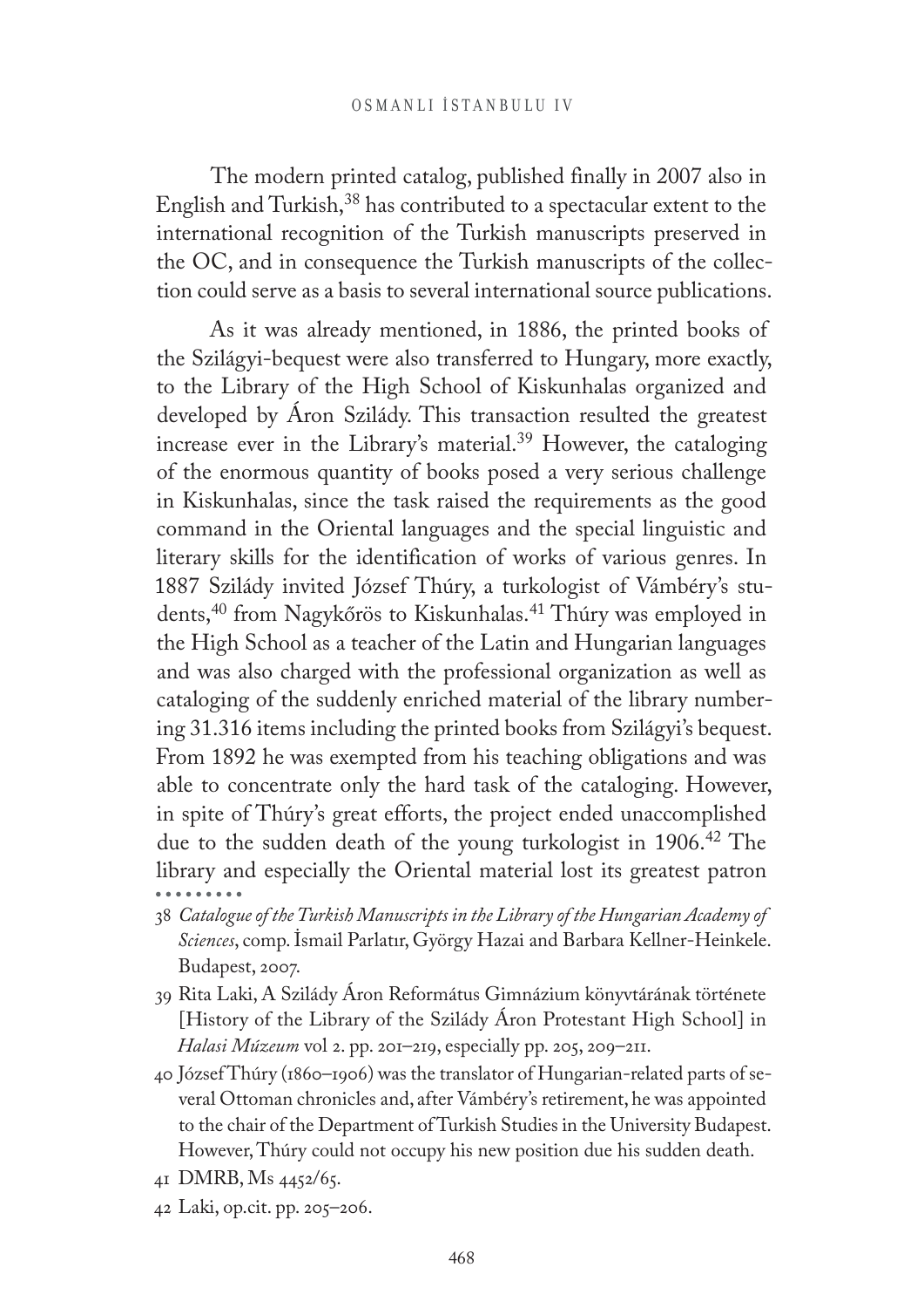The modern printed catalog, published finally in 2007 also in English and Turkish,[38] has contributed to a spectacular extent to the international recognition of the Turkish manuscripts preserved in the OC, and in consequence the Turkish manuscripts of the collection could serve as a basis to several international source publications.

As it was already mentioned, in 1886, the printed books of the Szilágyi-bequest were also transferred to Hungary, more exactly, to the Library of the High School of Kiskunhalas organized and developed by Áron Szilády. This transaction resulted the greatest increase ever in the Library's material.[39] However, the cataloging of the enormous quantity of books posed a very serious challenge in Kiskunhalas, since the task raised the requirements as the good command in the Oriental languages and the special linguistic and literary skills for the identification of works of various genres. In 1887 Szilády invited József Thúry, a turkologist of Vámbéry's students,[40] from Nagykőrös to Kiskunhalas.[41] Thúry was employed in the High School as a teacher of the Latin and Hungarian languages and was also charged with the professional organization as well as cataloging of the suddenly enriched material of the library numbering 31.316 items including the printed books from Szilágyi's bequest. From 1892 he was exempted from his teaching obligations and was able to concentrate only the hard task of the cataloging. However, in spite of Thúry's great efforts, the project ended unaccomplished due to the sudden death of the young turkologist in 1906.[42] The library and especially the Oriental material lost its greatest patron

38 *Catalogue of the Turkish Manuscripts in the Library of the Hungarian Academy of Sciences*, comp. İsmail Parlatır, György Hazai and Barbara Kellner-Heinkele. Budapest, 2007.

39 Rita Laki, A Szilády Áron Református Gimnázium könyvtárának története [History of the Library of the Szilády Áron Protestant High School] in *Halasi Múzeum* vol 2. pp. 201–219, especially pp. 205, 209–211.

40 József Thúry (1860–1906) was the translator of Hungarian-related parts of several Ottoman chronicles and, after Vámbéry's retirement, he was appointed to the chair of the Department of Turkish Studies in the University Budapest. However, Thúry could not occupy his new position due his sudden death.

41 DMRB, Ms 4452/65.

42 Laki, op.cit. pp. 205–206.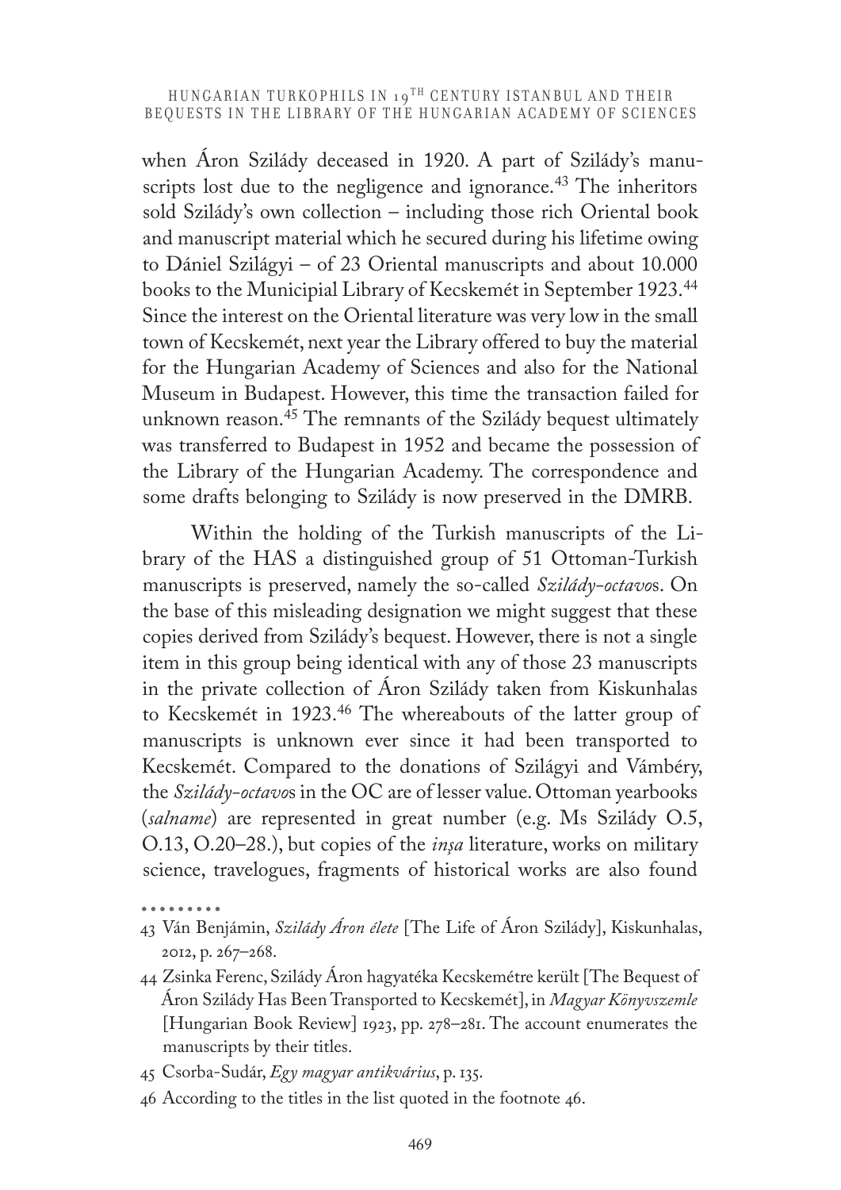when Áron Szilády deceased in 1920. A part of Szilády's manuscripts lost due to the negligence and ignorance.[43] The inheritors sold Szilády's own collection – including those rich Oriental book and manuscript material which he secured during his lifetime owing to Dániel Szilágyi – of 23 Oriental manuscripts and about 10.000 books to the Municipial Library of Kecskemét in September 1923.[44] Since the interest on the Oriental literature was very low in the small town of Kecskemét, next year the Library offered to buy the material for the Hungarian Academy of Sciences and also for the National Museum in Budapest. However, this time the transaction failed for unknown reason.[45] The remnants of the Szilády bequest ultimately was transferred to Budapest in 1952 and became the possession of the Library of the Hungarian Academy. The correspondence and some drafts belonging to Szilády is now preserved in the DMRB.

Within the holding of the Turkish manuscripts of the Library of the HAS a distinguished group of 51 Ottoman-Turkish manuscripts is preserved, namely the so-called *Szilády-octavo*s. On the base of this misleading designation we might suggest that these copies derived from Szilády's bequest. However, there is not a single item in this group being identical with any of those 23 manuscripts in the private collection of Áron Szilády taken from Kiskunhalas to Kecskemét in 1923.[46] The whereabouts of the latter group of manuscripts is unknown ever since it had been transported to Kecskemét. Compared to the donations of Szilágyi and Vámbéry, the *Szilády-octavo*s in the OC are of lesser value. Ottoman yearbooks (*salname*) are represented in great number (e.g. Ms Szilády O.5, O.13, O.20–28.), but copies of the *inşa* literature, works on military science, travelogues, fragments of historical works are also found

---

43 Ván Benjámin, *Szilády Áron élete* [The Life of Áron Szilády], Kiskunhalas, 2012, p. 267–268.

44 Zsinka Ferenc, Szilády Áron hagyatéka Kecskemétre került [The Bequest of Áron Szilády Has Been Transported to Kecskemét], in *Magyar Könyvszemle* [Hungarian Book Review] 1923, pp. 278–281. The account enumerates the manuscripts by their titles.

45 Csorba-Sudár, *Egy magyar antikvárius*, p. 135.

46 According to the titles in the list quoted in the footnote 46.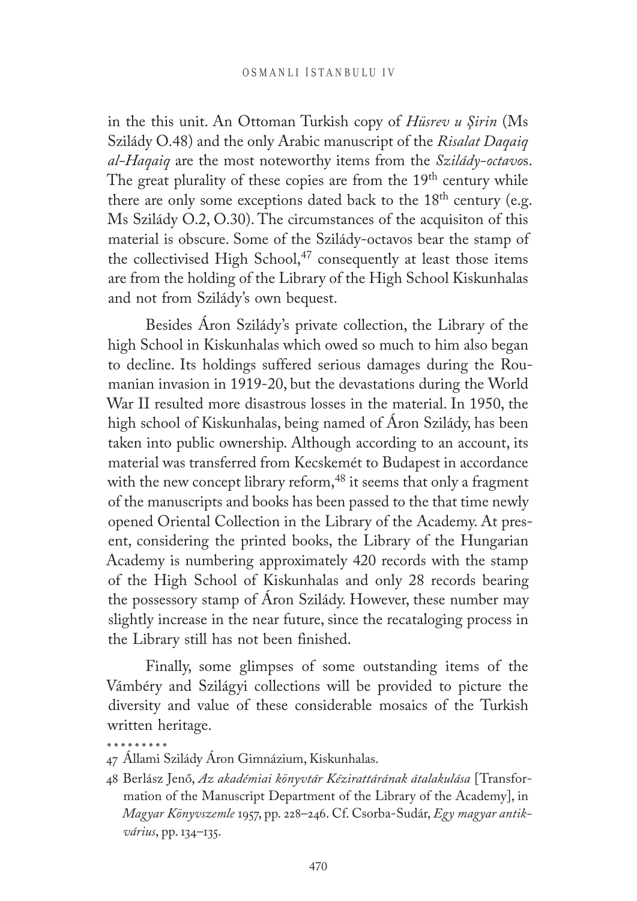in the this unit. An Ottoman Turkish copy of *Hüsrev u Şirin* (Ms Szilády O.48) and the only Arabic manuscript of the *Risalat Daqaiq al-Haqaiq* are the most noteworthy items from the *Szilády-octavo*s. The great plurality of these copies are from the 19th century while there are only some exceptions dated back to the 18th century (e.g. Ms Szilády O.2, O.30). The circumstances of the acquisiton of this material is obscure. Some of the Szilády-octavos bear the stamp of the collectivised High School,[47] consequently at least those items are from the holding of the Library of the High School Kiskunhalas and not from Szilády's own bequest.

Besides Áron Szilády's private collection, the Library of the high School in Kiskunhalas which owed so much to him also began to decline. Its holdings suffered serious damages during the Roumanian invasion in 1919-20, but the devastations during the World War II resulted more disastrous losses in the material. In 1950, the high school of Kiskunhalas, being named of Áron Szilády, has been taken into public ownership. Although according to an account, its material was transferred from Kecskemét to Budapest in accordance with the new concept library reform,[48] it seems that only a fragment of the manuscripts and books has been passed to the that time newly opened Oriental Collection in the Library of the Academy. At present, considering the printed books, the Library of the Hungarian Academy is numbering approximately 420 records with the stamp of the High School of Kiskunhalas and only 28 records bearing the possessory stamp of Áron Szilády. However, these number may slightly increase in the near future, since the recataloging process in the Library still has not been finished.

Finally, some glimpses of some outstanding items of the Vámbéry and Szilágyi collections will be provided to picture the diversity and value of these considerable mosaics of the Turkish written heritage.

---

47 Állami Szilády Áron Gimnázium, Kiskunhalas.

48 Berlász Jenő, *Az akadémiai könyvtár Kézirattárának átalakulása* [Transformation of the Manuscript Department of the Library of the Academy], in *Magyar Könyvszemle* 1957, pp. 228–246. Cf. Csorba-Sudár, *Egy magyar antikvárius*, pp. 134–135.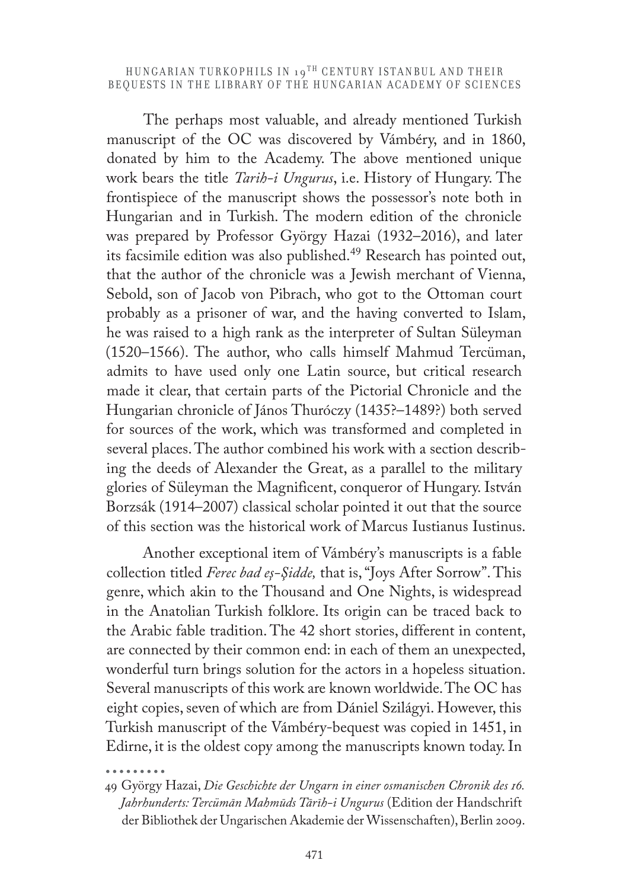The perhaps most valuable, and already mentioned Turkish manuscript of the OC was discovered by Vámbéry, and in 1860, donated by him to the Academy. The above mentioned unique work bears the title *Tarih-i Ungurus*, i.e. History of Hungary. The frontispiece of the manuscript shows the possessor's note both in Hungarian and in Turkish. The modern edition of the chronicle was prepared by Professor György Hazai (1932–2016), and later its facsimile edition was also published.[49] Research has pointed out, that the author of the chronicle was a Jewish merchant of Vienna, Sebold, son of Jacob von Pibrach, who got to the Ottoman court probably as a prisoner of war, and the having converted to Islam, he was raised to a high rank as the interpreter of Sultan Süleyman (1520–1566). The author, who calls himself Mahmud Tercüman, admits to have used only one Latin source, but critical research made it clear, that certain parts of the Pictorial Chronicle and the Hungarian chronicle of János Thuróczy (1435?–1489?) both served for sources of the work, which was transformed and completed in several places. The author combined his work with a section describing the deeds of Alexander the Great, as a parallel to the military glories of Süleyman the Magnificent, conqueror of Hungary. István Borzsák (1914–2007) classical scholar pointed it out that the source of this section was the historical work of Marcus Iustianus Iustinus.

Another exceptional item of Vámbéry's manuscripts is a fable collection titled *Ferec bad eş-Şidde,* that is, "Joys After Sorrow". This genre, which akin to the Thousand and One Nights, is widespread in the Anatolian Turkish folklore. Its origin can be traced back to the Arabic fable tradition. The 42 short stories, different in content, are connected by their common end: in each of them an unexpected, wonderful turn brings solution for the actors in a hopeless situation. Several manuscripts of this work are known worldwide. The OC has eight copies, seven of which are from Dániel Szilágyi. However, this Turkish manuscript of the Vámbéry-bequest was copied in 1451, in Edirne, it is the oldest copy among the manuscripts known today. In

49 György Hazai, *Die Geschichte der Ungarn in einer osmanischen Chronik des 16. Jahrhunderts: Tercümān Mahmūds Tārīh-i Ungurus* (Edition der Handschrift der Bibliothek der Ungarischen Akademie der Wissenschaften), Berlin 2009.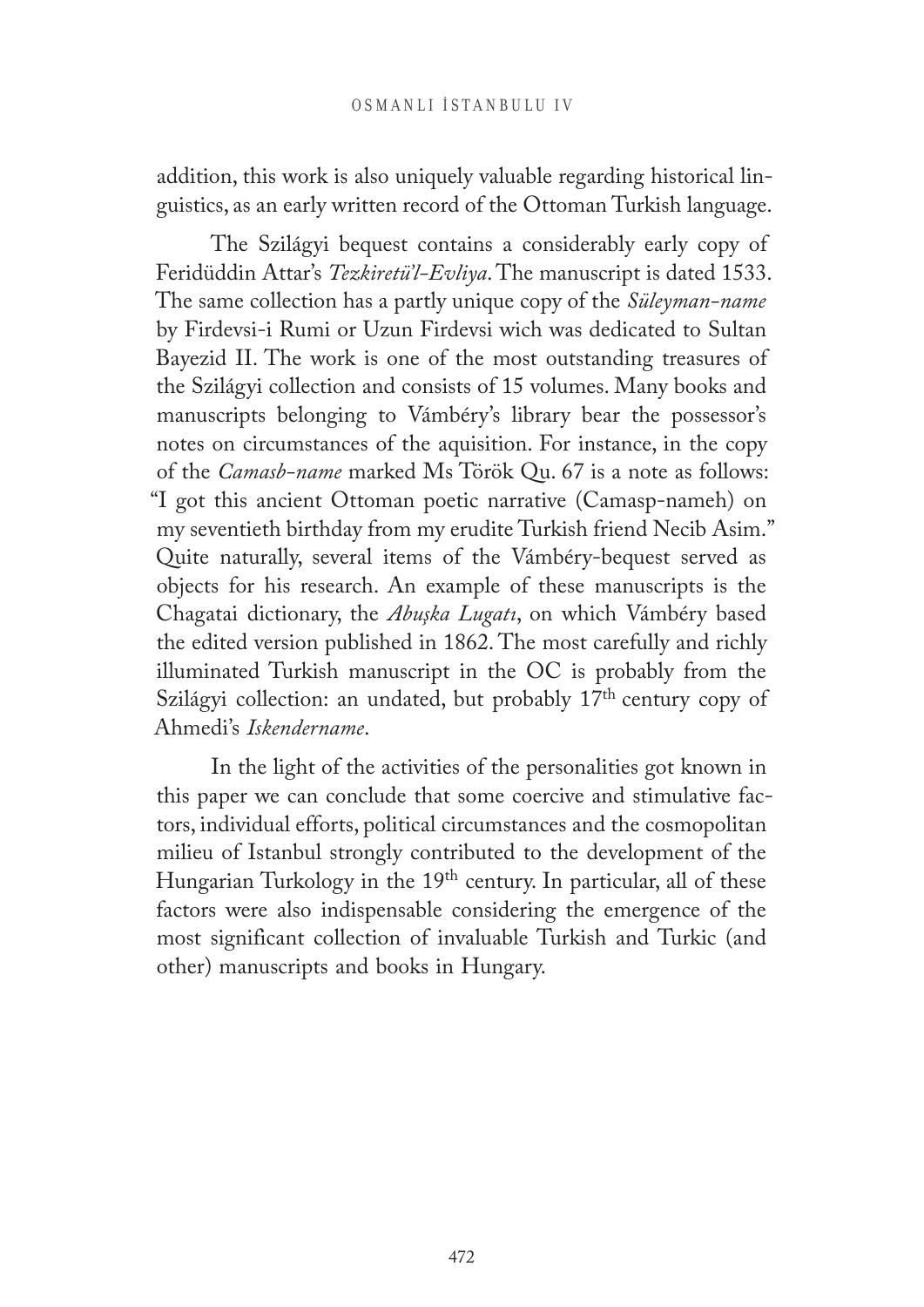addition, this work is also uniquely valuable regarding historical linguistics, as an early written record of the Ottoman Turkish language.

The Szilágyi bequest contains a considerably early copy of Feridüddin Attar's *Tezkiretü'l-Evliya*. The manuscript is dated 1533. The same collection has a partly unique copy of the *Süleyman-name* by Firdevsi-i Rumi or Uzun Firdevsi wich was dedicated to Sultan Bayezid II. The work is one of the most outstanding treasures of the Szilágyi collection and consists of 15 volumes. Many books and manuscripts belonging to Vámbéry's library bear the possessor's notes on circumstances of the aquisition. For instance, in the copy of the *Camasb-name* marked Ms Török Qu. 67 is a note as follows: "I got this ancient Ottoman poetic narrative (Camasp-nameh) on my seventieth birthday from my erudite Turkish friend Necib Asim." Quite naturally, several items of the Vámbéry-bequest served as objects for his research. An example of these manuscripts is the Chagatai dictionary, the *Abuşka Lugatı*, on which Vámbéry based the edited version published in 1862. The most carefully and richly illuminated Turkish manuscript in the OC is probably from the Szilágyi collection: an undated, but probably 17th century copy of Ahmedi's *Iskendername*.

In the light of the activities of the personalities got known in this paper we can conclude that some coercive and stimulative factors, individual efforts, political circumstances and the cosmopolitan milieu of Istanbul strongly contributed to the development of the Hungarian Turkology in the 19th century. In particular, all of these factors were also indispensable considering the emergence of the most significant collection of invaluable Turkish and Turkic (and other) manuscripts and books in Hungary.